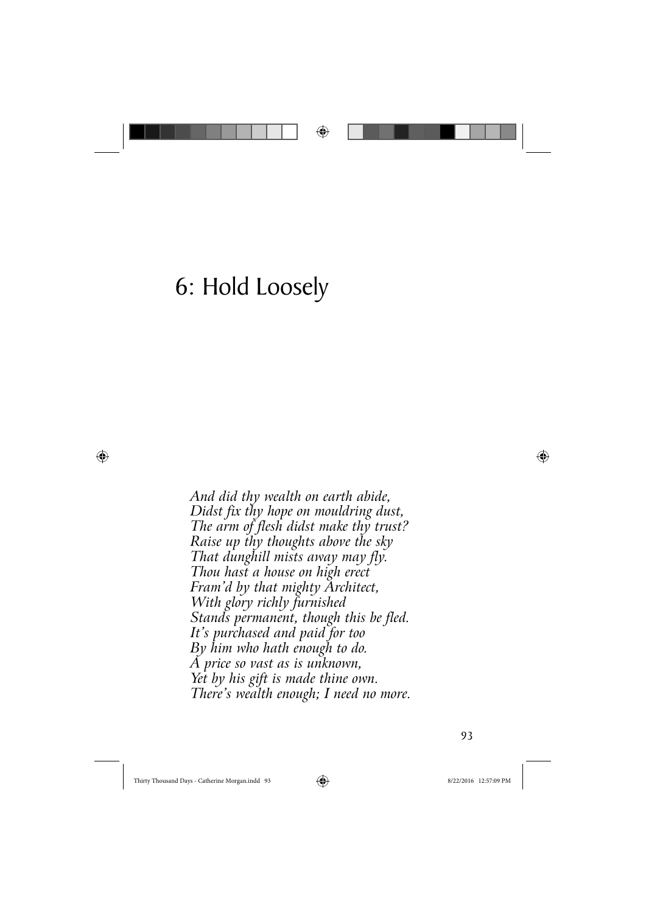# 6: Hold Loosely

*And did thy wealth on earth abide,*
*Didst fix thy hope on mouldring dust,*
*The arm of flesh didst make thy trust?*
*Raise up thy thoughts above the sky*
*That dunghill mists away may fly.*
*Thou hast a house on high erect*
*Fram'd by that mighty Architect,*
*With glory richly furnished*
*Stands permanent, though this be fled.*
*It's purchased and paid for too*
*By him who hath enough to do.*
*A price so vast as is unknown,*
*Yet by his gift is made thine own.*
*There's wealth enough; I need no more.*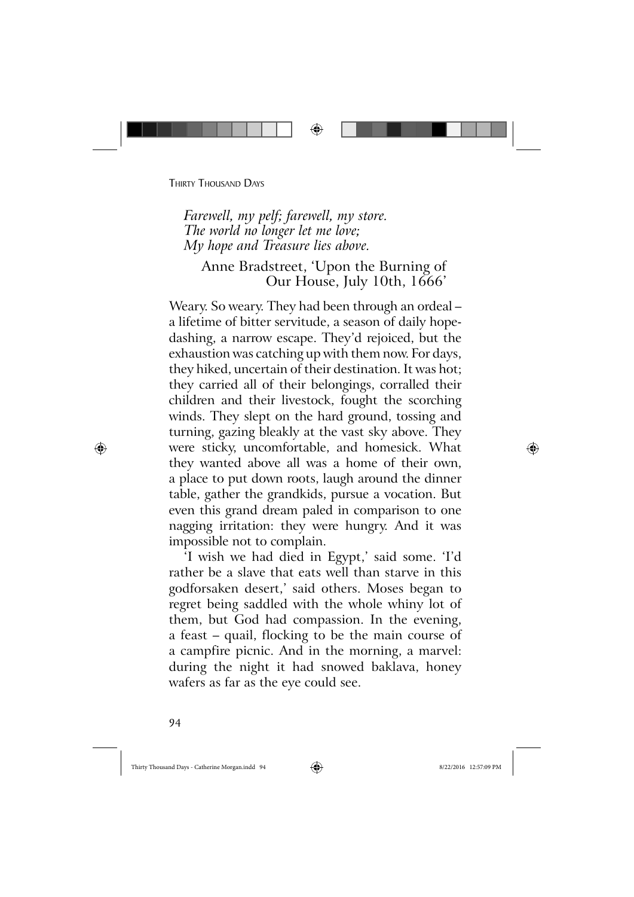*Farewell, my pelf; farewell, my store.*
*The world no longer let me love;*
*My hope and Treasure lies above.*

Anne Bradstreet, 'Upon the Burning of Our House, July 10th, 1666'

Weary. So weary. They had been through an ordeal – a lifetime of bitter servitude, a season of daily hope-dashing, a narrow escape. They'd rejoiced, but the exhaustion was catching up with them now. For days, they hiked, uncertain of their destination. It was hot; they carried all of their belongings, corralled their children and their livestock, fought the scorching winds. They slept on the hard ground, tossing and turning, gazing bleakly at the vast sky above. They were sticky, uncomfortable, and homesick. What they wanted above all was a home of their own, a place to put down roots, laugh around the dinner table, gather the grandkids, pursue a vocation. But even this grand dream paled in comparison to one nagging irritation: they were hungry. And it was impossible not to complain.

'I wish we had died in Egypt,' said some. 'I'd rather be a slave that eats well than starve in this godforsaken desert,' said others. Moses began to regret being saddled with the whole whiny lot of them, but God had compassion. In the evening, a feast – quail, flocking to be the main course of a campfire picnic. And in the morning, a marvel: during the night it had snowed baklava, honey wafers as far as the eye could see.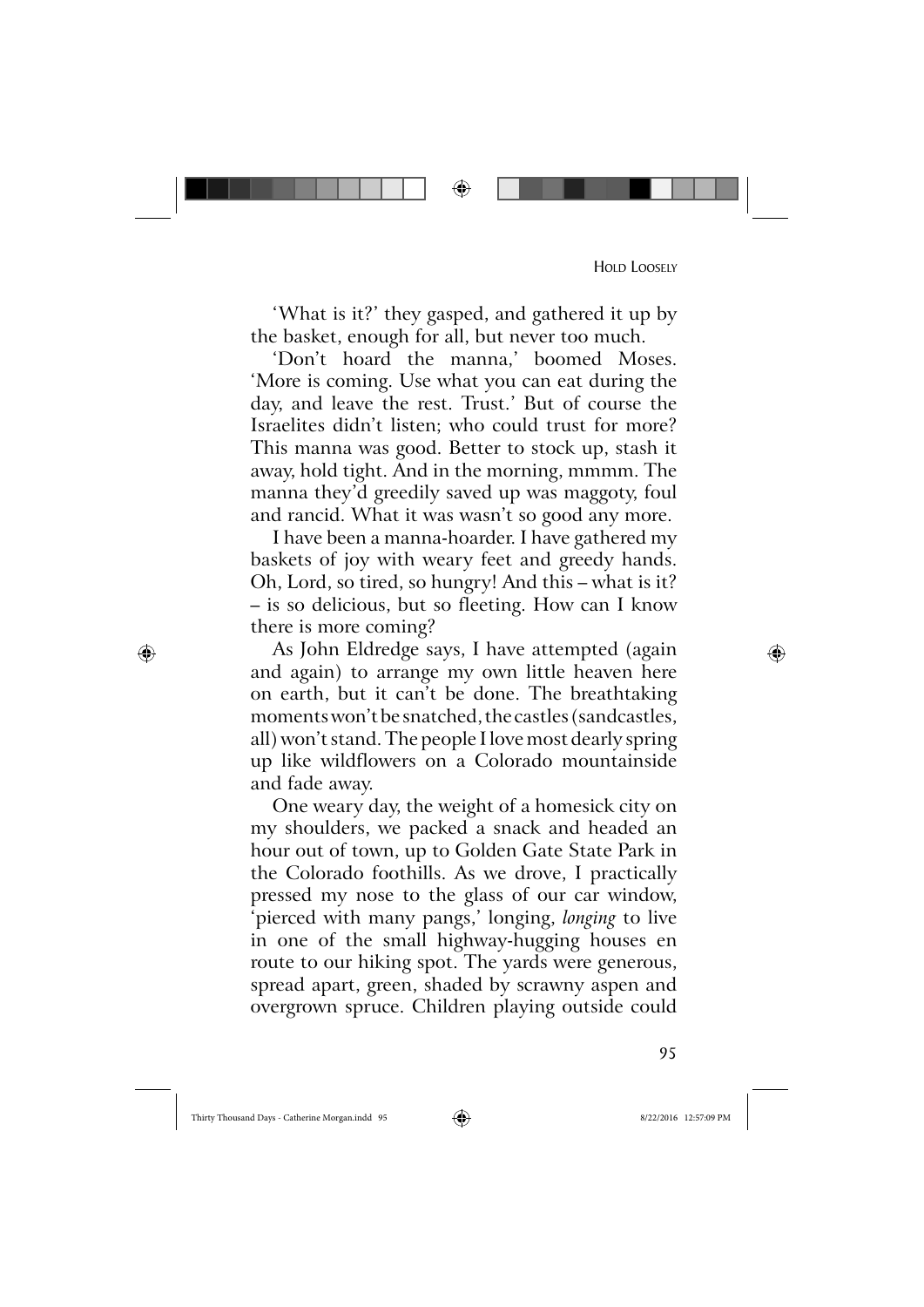'What is it?' they gasped, and gathered it up by the basket, enough for all, but never too much.

'Don't hoard the manna,' boomed Moses. 'More is coming. Use what you can eat during the day, and leave the rest. Trust.' But of course the Israelites didn't listen; who could trust for more? This manna was good. Better to stock up, stash it away, hold tight. And in the morning, mmmm. The manna they'd greedily saved up was maggoty, foul and rancid. What it was wasn't so good any more.

I have been a manna-hoarder. I have gathered my baskets of joy with weary feet and greedy hands. Oh, Lord, so tired, so hungry! And this – what is it? – is so delicious, but so fleeting. How can I know there is more coming?

As John Eldredge says, I have attempted (again and again) to arrange my own little heaven here on earth, but it can't be done. The breathtaking moments won't be snatched, the castles (sandcastles, all) won't stand. The people I love most dearly spring up like wildflowers on a Colorado mountainside and fade away.

One weary day, the weight of a homesick city on my shoulders, we packed a snack and headed an hour out of town, up to Golden Gate State Park in the Colorado foothills. As we drove, I practically pressed my nose to the glass of our car window, 'pierced with many pangs,' longing, *longing* to live in one of the small highway-hugging houses en route to our hiking spot. The yards were generous, spread apart, green, shaded by scrawny aspen and overgrown spruce. Children playing outside could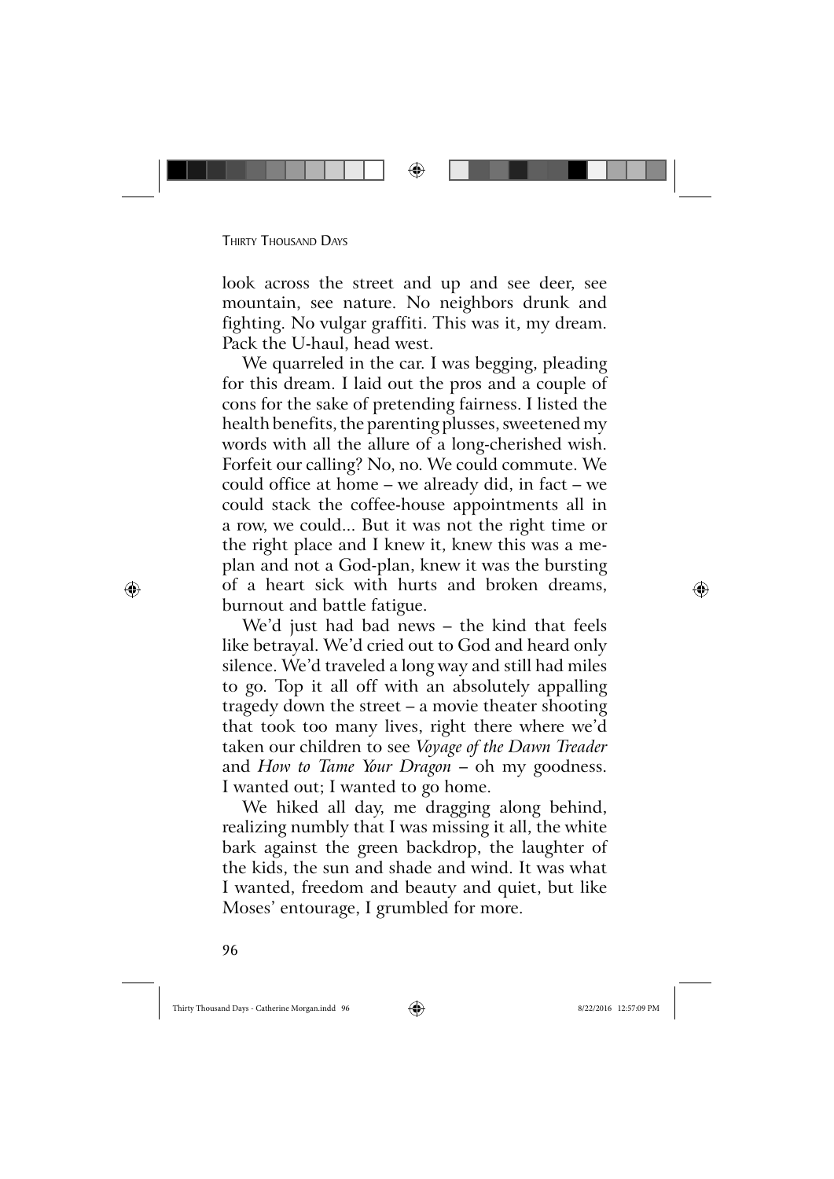look across the street and up and see deer, see mountain, see nature. No neighbors drunk and fighting. No vulgar graffiti. This was it, my dream. Pack the U-haul, head west.

We quarreled in the car. I was begging, pleading for this dream. I laid out the pros and a couple of cons for the sake of pretending fairness. I listed the health benefits, the parenting plusses, sweetened my words with all the allure of a long-cherished wish. Forfeit our calling? No, no. We could commute. We could office at home – we already did, in fact – we could stack the coffee-house appointments all in a row, we could... But it was not the right time or the right place and I knew it, knew this was a me-plan and not a God-plan, knew it was the bursting of a heart sick with hurts and broken dreams, burnout and battle fatigue.

We'd just had bad news – the kind that feels like betrayal. We'd cried out to God and heard only silence. We'd traveled a long way and still had miles to go. Top it all off with an absolutely appalling tragedy down the street – a movie theater shooting that took too many lives, right there where we'd taken our children to see *Voyage of the Dawn Treader* and *How to Tame Your Dragon* – oh my goodness. I wanted out; I wanted to go home.

We hiked all day, me dragging along behind, realizing numbly that I was missing it all, the white bark against the green backdrop, the laughter of the kids, the sun and shade and wind. It was what I wanted, freedom and beauty and quiet, but like Moses' entourage, I grumbled for more.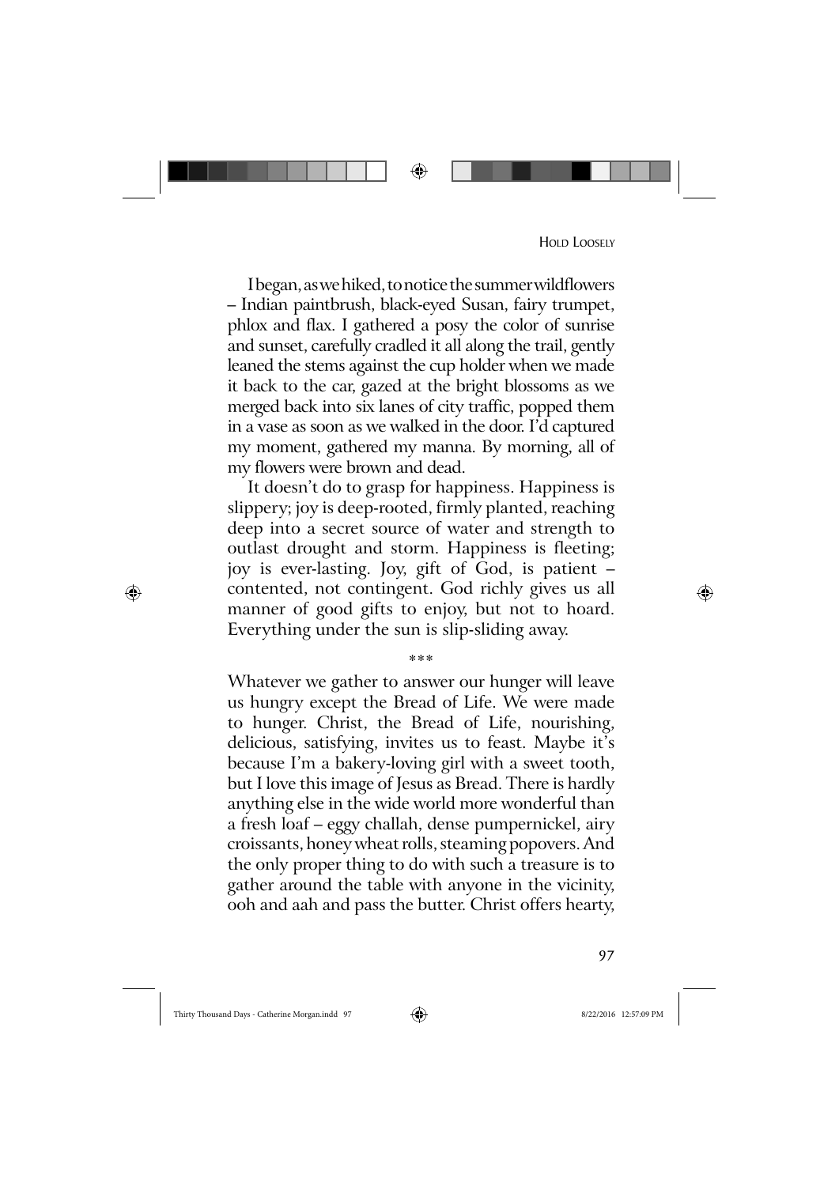I began, as we hiked, to notice the summer wildflowers – Indian paintbrush, black-eyed Susan, fairy trumpet, phlox and flax. I gathered a posy the color of sunrise and sunset, carefully cradled it all along the trail, gently leaned the stems against the cup holder when we made it back to the car, gazed at the bright blossoms as we merged back into six lanes of city traffic, popped them in a vase as soon as we walked in the door. I'd captured my moment, gathered my manna. By morning, all of my flowers were brown and dead.

It doesn't do to grasp for happiness. Happiness is slippery; joy is deep-rooted, firmly planted, reaching deep into a secret source of water and strength to outlast drought and storm. Happiness is fleeting; joy is ever-lasting. Joy, gift of God, is patient – contented, not contingent. God richly gives us all manner of good gifts to enjoy, but not to hoard. Everything under the sun is slip-sliding away.

\*\*\*

Whatever we gather to answer our hunger will leave us hungry except the Bread of Life. We were made to hunger. Christ, the Bread of Life, nourishing, delicious, satisfying, invites us to feast. Maybe it's because I'm a bakery-loving girl with a sweet tooth, but I love this image of Jesus as Bread. There is hardly anything else in the wide world more wonderful than a fresh loaf – eggy challah, dense pumpernickel, airy croissants, honey wheat rolls, steaming popovers. And the only proper thing to do with such a treasure is to gather around the table with anyone in the vicinity, ooh and aah and pass the butter. Christ offers hearty,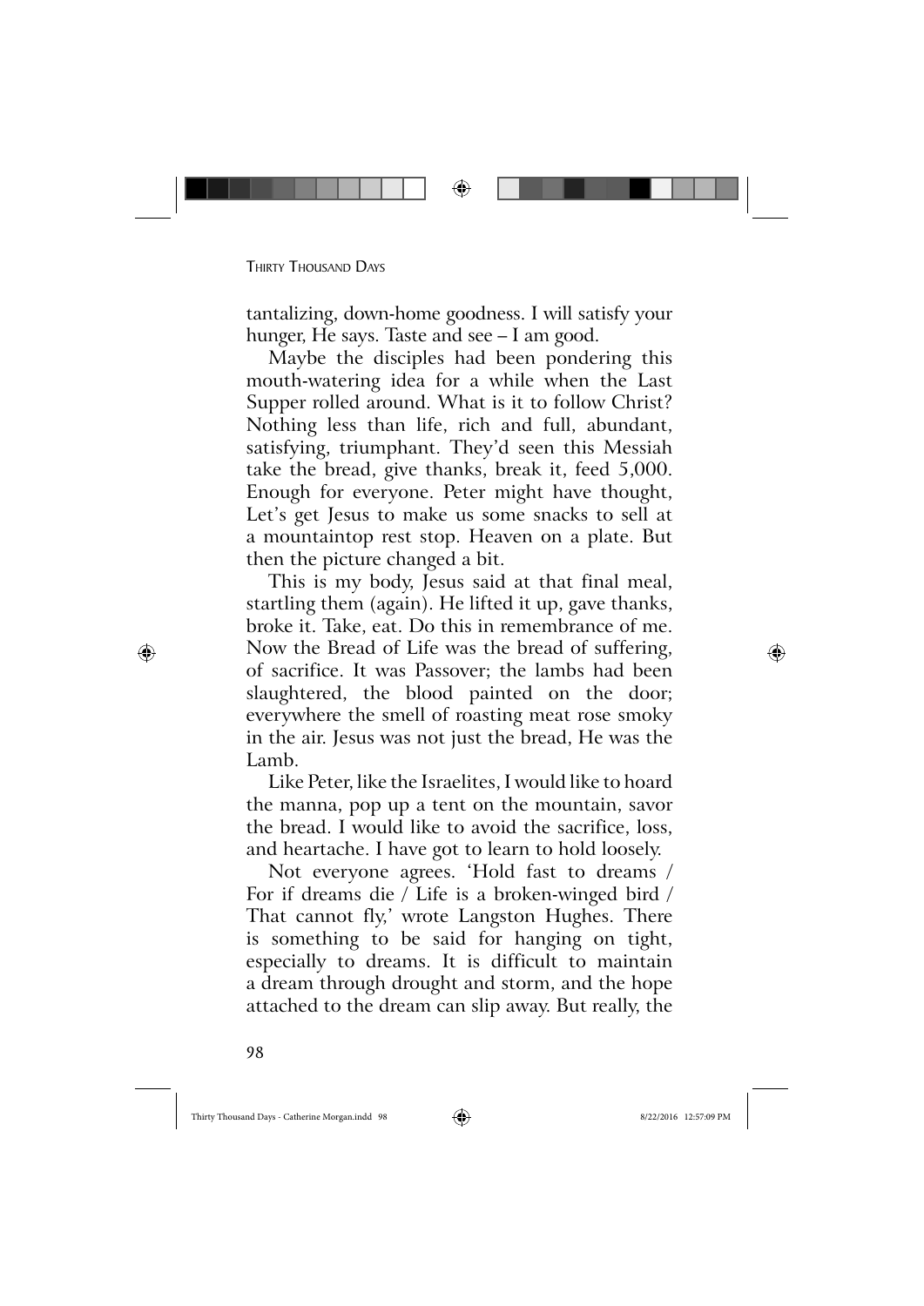tantalizing, down-home goodness. I will satisfy your hunger, He says. Taste and see – I am good.

Maybe the disciples had been pondering this mouth-watering idea for a while when the Last Supper rolled around. What is it to follow Christ? Nothing less than life, rich and full, abundant, satisfying, triumphant. They'd seen this Messiah take the bread, give thanks, break it, feed 5,000. Enough for everyone. Peter might have thought, Let's get Jesus to make us some snacks to sell at a mountaintop rest stop. Heaven on a plate. But then the picture changed a bit.

This is my body, Jesus said at that final meal, startling them (again). He lifted it up, gave thanks, broke it. Take, eat. Do this in remembrance of me. Now the Bread of Life was the bread of suffering, of sacrifice. It was Passover; the lambs had been slaughtered, the blood painted on the door; everywhere the smell of roasting meat rose smoky in the air. Jesus was not just the bread, He was the Lamb.

Like Peter, like the Israelites, I would like to hoard the manna, pop up a tent on the mountain, savor the bread. I would like to avoid the sacrifice, loss, and heartache. I have got to learn to hold loosely.

Not everyone agrees. 'Hold fast to dreams / For if dreams die / Life is a broken-winged bird / That cannot fly,' wrote Langston Hughes. There is something to be said for hanging on tight, especially to dreams. It is difficult to maintain a dream through drought and storm, and the hope attached to the dream can slip away. But really, the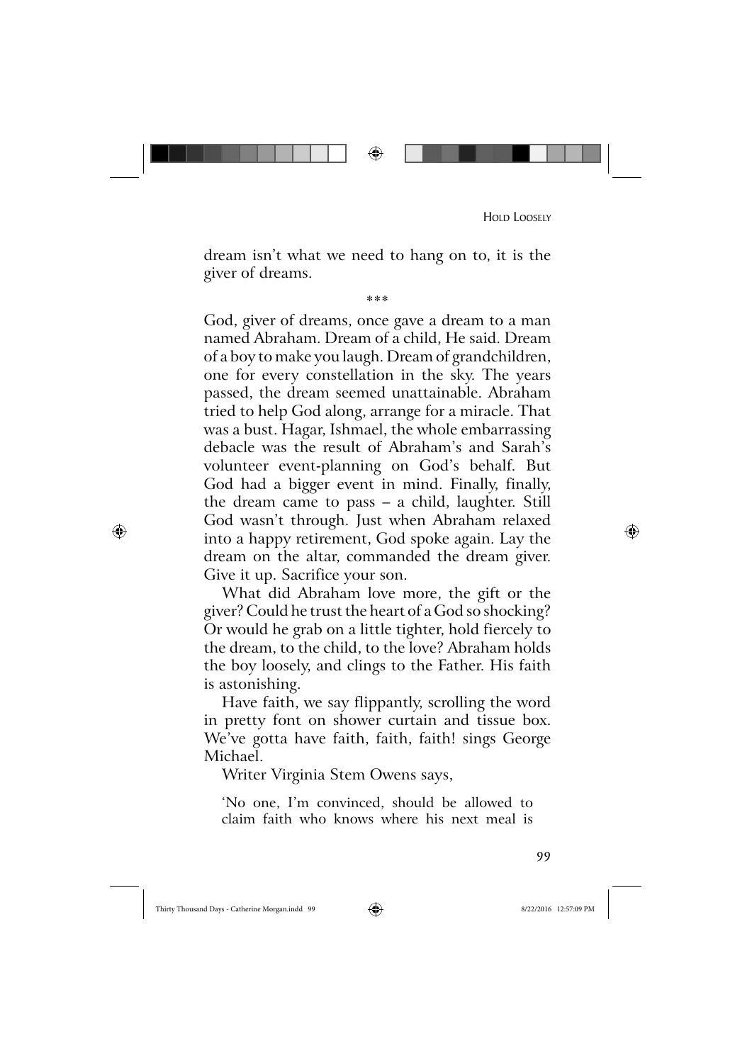dream isn't what we need to hang on to, it is the giver of dreams.

\*\*\*

God, giver of dreams, once gave a dream to a man named Abraham. Dream of a child, He said. Dream of a boy to make you laugh. Dream of grandchildren, one for every constellation in the sky. The years passed, the dream seemed unattainable. Abraham tried to help God along, arrange for a miracle. That was a bust. Hagar, Ishmael, the whole embarrassing debacle was the result of Abraham's and Sarah's volunteer event-planning on God's behalf. But God had a bigger event in mind. Finally, finally, the dream came to pass – a child, laughter. Still God wasn't through. Just when Abraham relaxed into a happy retirement, God spoke again. Lay the dream on the altar, commanded the dream giver. Give it up. Sacrifice your son.

What did Abraham love more, the gift or the giver? Could he trust the heart of a God so shocking? Or would he grab on a little tighter, hold fiercely to the dream, to the child, to the love? Abraham holds the boy loosely, and clings to the Father. His faith is astonishing.

Have faith, we say flippantly, scrolling the word in pretty font on shower curtain and tissue box. We've gotta have faith, faith, faith! sings George Michael.

Writer Virginia Stem Owens says,

> 'No one, I'm convinced, should be allowed to claim faith who knows where his next meal is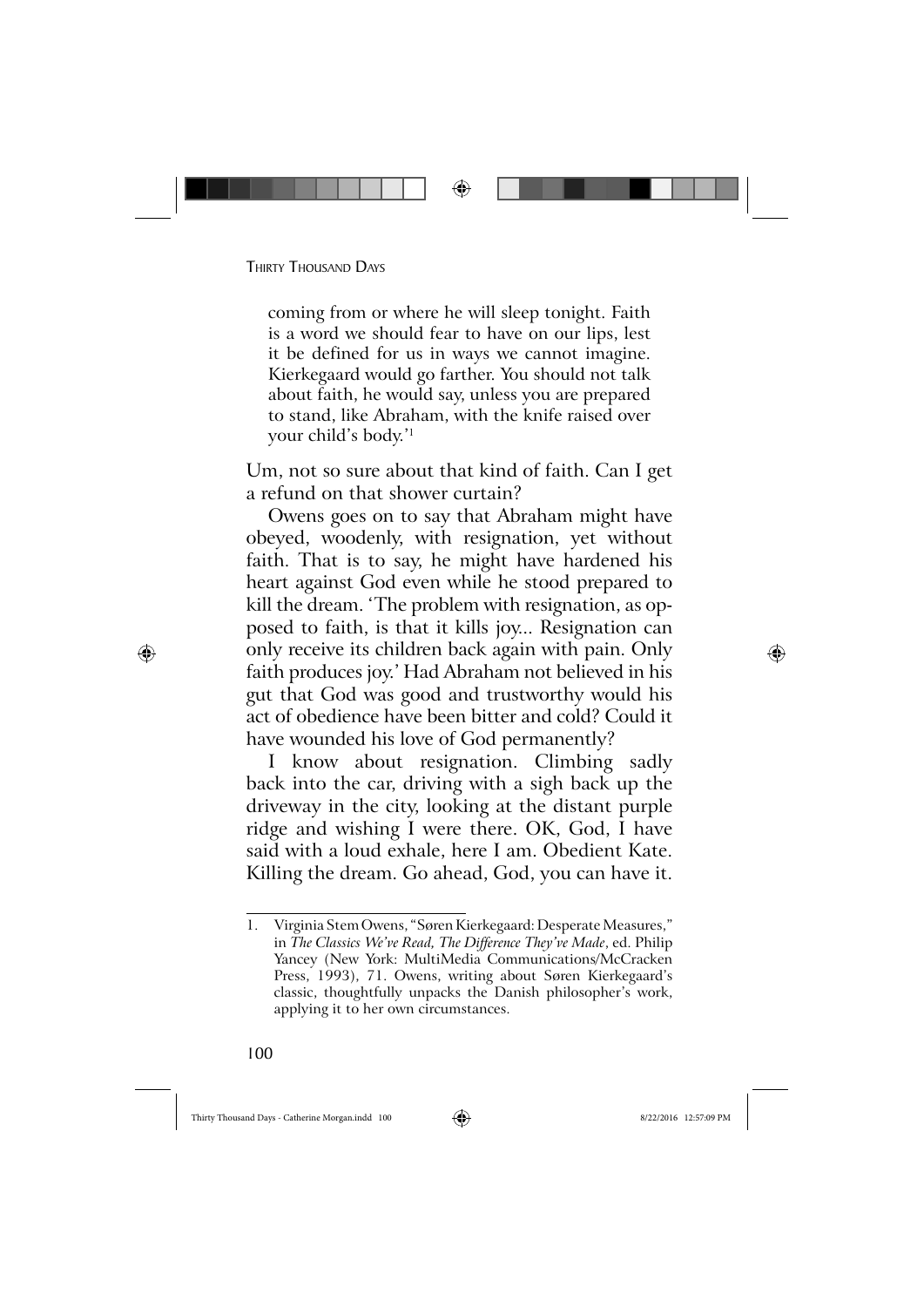> coming from or where he will sleep tonight. Faith is a word we should fear to have on our lips, lest it be defined for us in ways we cannot imagine. Kierkegaard would go farther. You should not talk about faith, he would say, unless you are prepared to stand, like Abraham, with the knife raised over your child's body.'[1]

Um, not so sure about that kind of faith. Can I get a refund on that shower curtain?

Owens goes on to say that Abraham might have obeyed, woodenly, with resignation, yet without faith. That is to say, he might have hardened his heart against God even while he stood prepared to kill the dream. 'The problem with resignation, as opposed to faith, is that it kills joy... Resignation can only receive its children back again with pain. Only faith produces joy.' Had Abraham not believed in his gut that God was good and trustworthy would his act of obedience have been bitter and cold? Could it have wounded his love of God permanently?

I know about resignation. Climbing sadly back into the car, driving with a sigh back up the driveway in the city, looking at the distant purple ridge and wishing I were there. OK, God, I have said with a loud exhale, here I am. Obedient Kate. Killing the dream. Go ahead, God, you can have it.

---

1. Virginia Stem Owens, "Søren Kierkegaard: Desperate Measures," in *The Classics We've Read, The Difference They've Made*, ed. Philip Yancey (New York: MultiMedia Communications/McCracken Press, 1993), 71. Owens, writing about Søren Kierkegaard's classic, thoughtfully unpacks the Danish philosopher's work, applying it to her own circumstances.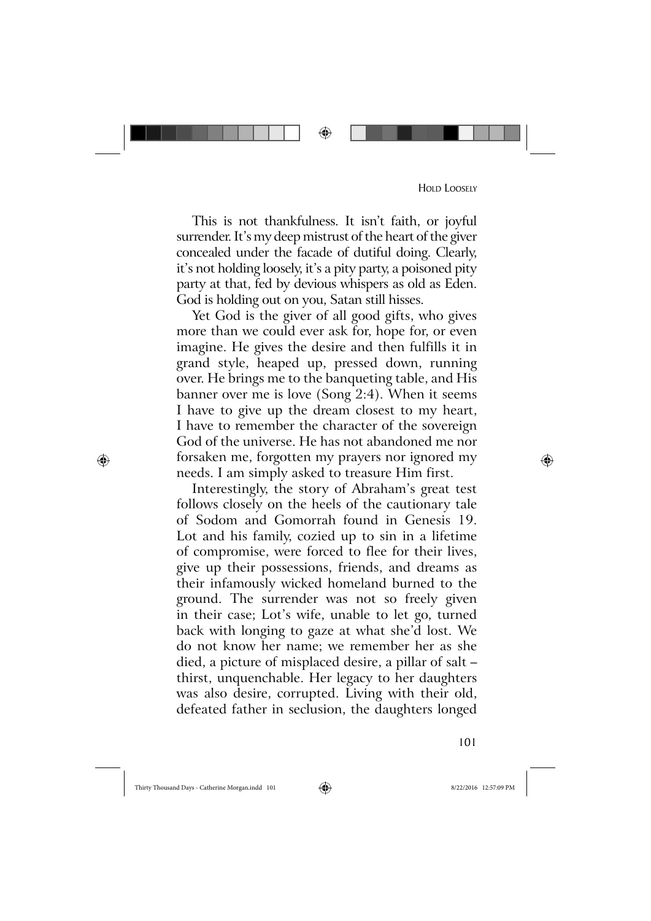This is not thankfulness. It isn't faith, or joyful surrender. It's my deep mistrust of the heart of the giver concealed under the facade of dutiful doing. Clearly, it's not holding loosely, it's a pity party, a poisoned pity party at that, fed by devious whispers as old as Eden. God is holding out on you, Satan still hisses.

Yet God is the giver of all good gifts, who gives more than we could ever ask for, hope for, or even imagine. He gives the desire and then fulfills it in grand style, heaped up, pressed down, running over. He brings me to the banqueting table, and His banner over me is love (Song 2:4). When it seems I have to give up the dream closest to my heart, I have to remember the character of the sovereign God of the universe. He has not abandoned me nor forsaken me, forgotten my prayers nor ignored my needs. I am simply asked to treasure Him first.

Interestingly, the story of Abraham's great test follows closely on the heels of the cautionary tale of Sodom and Gomorrah found in Genesis 19. Lot and his family, cozied up to sin in a lifetime of compromise, were forced to flee for their lives, give up their possessions, friends, and dreams as their infamously wicked homeland burned to the ground. The surrender was not so freely given in their case; Lot's wife, unable to let go, turned back with longing to gaze at what she'd lost. We do not know her name; we remember her as she died, a picture of misplaced desire, a pillar of salt – thirst, unquenchable. Her legacy to her daughters was also desire, corrupted. Living with their old, defeated father in seclusion, the daughters longed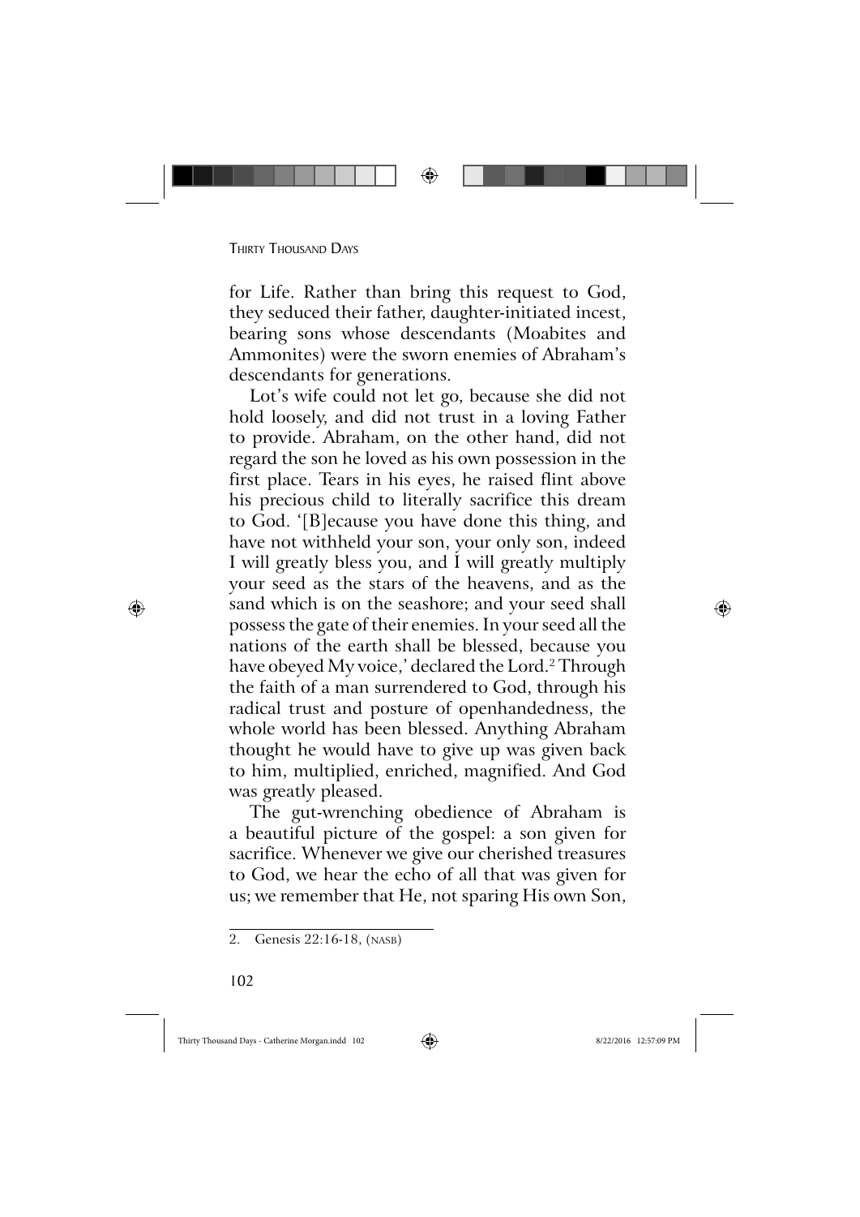for Life. Rather than bring this request to God, they seduced their father, daughter-initiated incest, bearing sons whose descendants (Moabites and Ammonites) were the sworn enemies of Abraham's descendants for generations.

Lot's wife could not let go, because she did not hold loosely, and did not trust in a loving Father to provide. Abraham, on the other hand, did not regard the son he loved as his own possession in the first place. Tears in his eyes, he raised flint above his precious child to literally sacrifice this dream to God. '[B]ecause you have done this thing, and have not withheld your son, your only son, indeed I will greatly bless you, and I will greatly multiply your seed as the stars of the heavens, and as the sand which is on the seashore; and your seed shall possess the gate of their enemies. In your seed all the nations of the earth shall be blessed, because you have obeyed My voice,' declared the Lord.[2] Through the faith of a man surrendered to God, through his radical trust and posture of openhandedness, the whole world has been blessed. Anything Abraham thought he would have to give up was given back to him, multiplied, enriched, magnified. And God was greatly pleased.

The gut-wrenching obedience of Abraham is a beautiful picture of the gospel: a son given for sacrifice. Whenever we give our cherished treasures to God, we hear the echo of all that was given for us; we remember that He, not sparing His own Son,

---

2. Genesis 22:16-18, (NASB)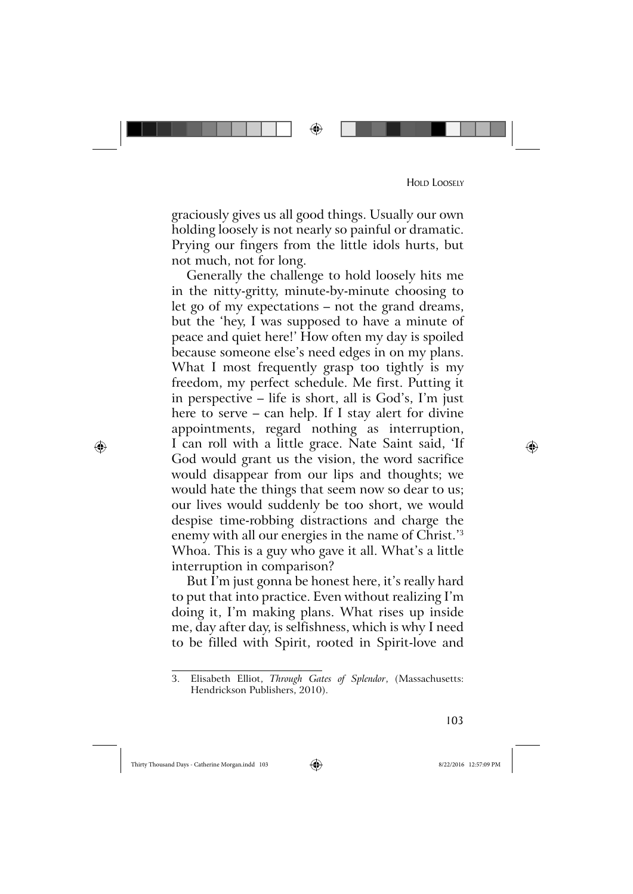graciously gives us all good things. Usually our own holding loosely is not nearly so painful or dramatic. Prying our fingers from the little idols hurts, but not much, not for long.

Generally the challenge to hold loosely hits me in the nitty-gritty, minute-by-minute choosing to let go of my expectations – not the grand dreams, but the 'hey, I was supposed to have a minute of peace and quiet here!' How often my day is spoiled because someone else's need edges in on my plans. What I most frequently grasp too tightly is my freedom, my perfect schedule. Me first. Putting it in perspective – life is short, all is God's, I'm just here to serve – can help. If I stay alert for divine appointments, regard nothing as interruption, I can roll with a little grace. Nate Saint said, 'If God would grant us the vision, the word sacrifice would disappear from our lips and thoughts; we would hate the things that seem now so dear to us; our lives would suddenly be too short, we would despise time-robbing distractions and charge the enemy with all our energies in the name of Christ.'[3] Whoa. This is a guy who gave it all. What's a little interruption in comparison?

But I'm just gonna be honest here, it's really hard to put that into practice. Even without realizing I'm doing it, I'm making plans. What rises up inside me, day after day, is selfishness, which is why I need to be filled with Spirit, rooted in Spirit-love and

---

3. Elisabeth Elliot, *Through Gates of Splendor*, (Massachusetts: Hendrickson Publishers, 2010).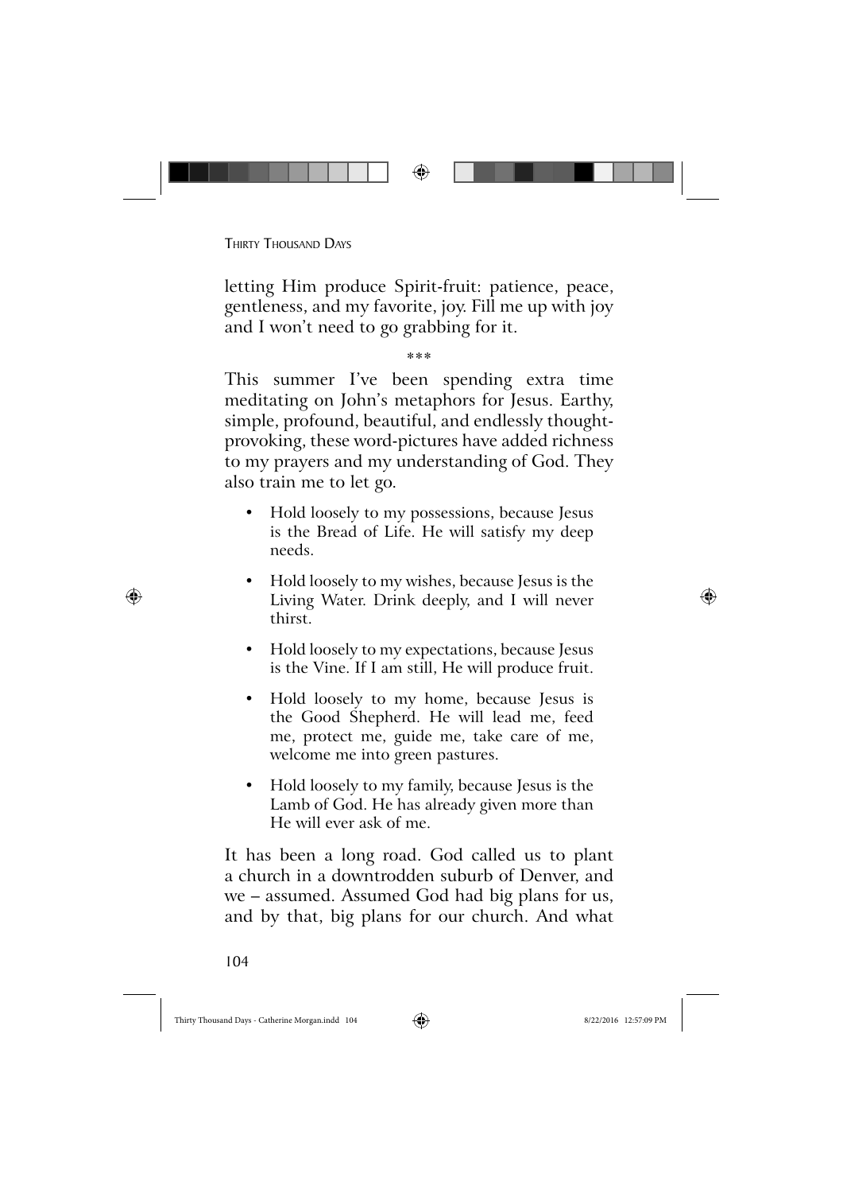letting Him produce Spirit-fruit: patience, peace, gentleness, and my favorite, joy. Fill me up with joy and I won't need to go grabbing for it.

\*\*\*

This summer I've been spending extra time meditating on John's metaphors for Jesus. Earthy, simple, profound, beautiful, and endlessly thought-provoking, these word-pictures have added richness to my prayers and my understanding of God. They also train me to let go.

- Hold loosely to my possessions, because Jesus is the Bread of Life. He will satisfy my deep needs.
- Hold loosely to my wishes, because Jesus is the Living Water. Drink deeply, and I will never thirst.
- Hold loosely to my expectations, because Jesus is the Vine. If I am still, He will produce fruit.
- Hold loosely to my home, because Jesus is the Good Shepherd. He will lead me, feed me, protect me, guide me, take care of me, welcome me into green pastures.
- Hold loosely to my family, because Jesus is the Lamb of God. He has already given more than He will ever ask of me.

It has been a long road. God called us to plant a church in a downtrodden suburb of Denver, and we – assumed. Assumed God had big plans for us, and by that, big plans for our church. And what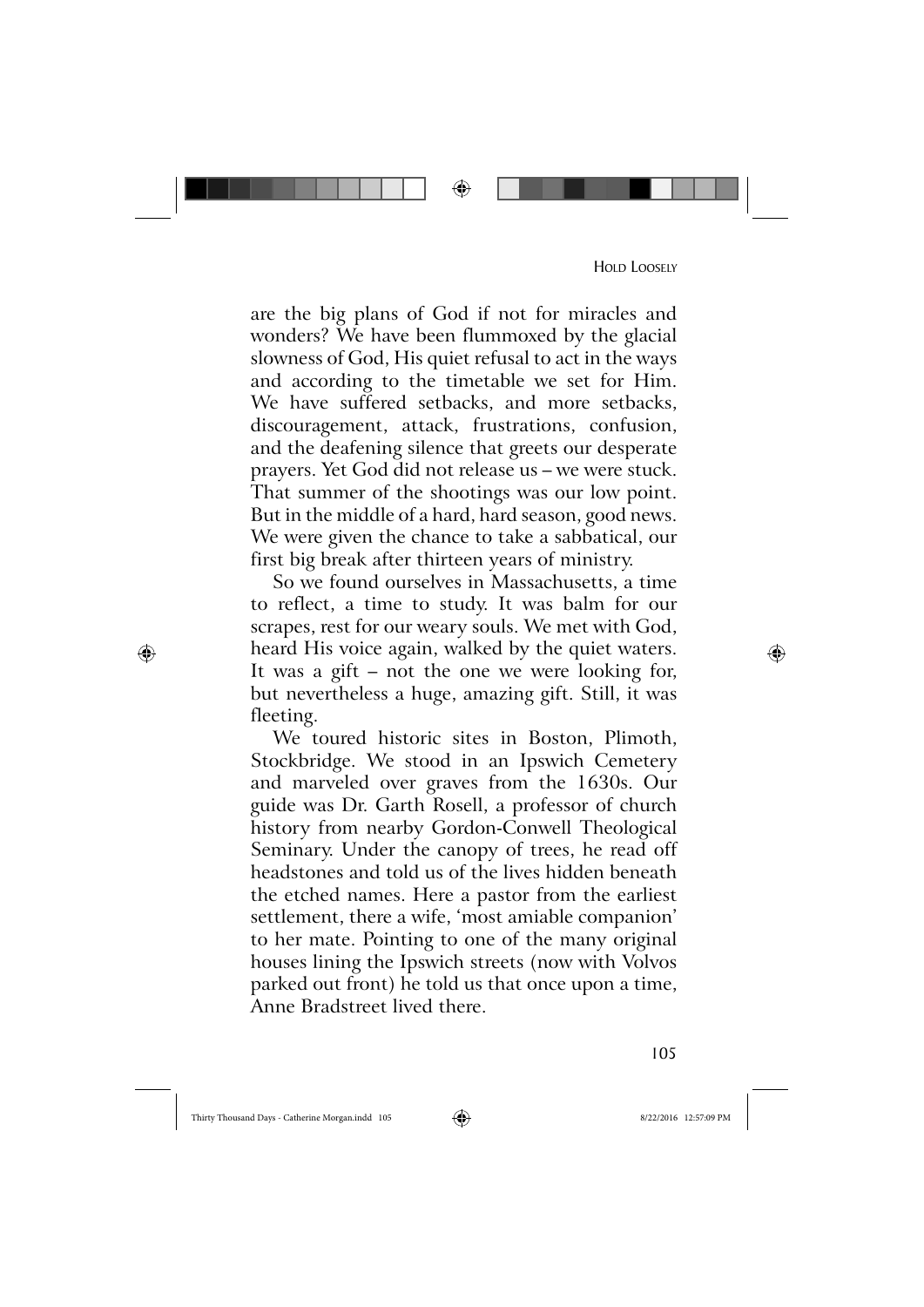are the big plans of God if not for miracles and wonders? We have been flummoxed by the glacial slowness of God, His quiet refusal to act in the ways and according to the timetable we set for Him. We have suffered setbacks, and more setbacks, discouragement, attack, frustrations, confusion, and the deafening silence that greets our desperate prayers. Yet God did not release us – we were stuck. That summer of the shootings was our low point. But in the middle of a hard, hard season, good news. We were given the chance to take a sabbatical, our first big break after thirteen years of ministry.

So we found ourselves in Massachusetts, a time to reflect, a time to study. It was balm for our scrapes, rest for our weary souls. We met with God, heard His voice again, walked by the quiet waters. It was a gift – not the one we were looking for, but nevertheless a huge, amazing gift. Still, it was fleeting.

We toured historic sites in Boston, Plimoth, Stockbridge. We stood in an Ipswich Cemetery and marveled over graves from the 1630s. Our guide was Dr. Garth Rosell, a professor of church history from nearby Gordon-Conwell Theological Seminary. Under the canopy of trees, he read off headstones and told us of the lives hidden beneath the etched names. Here a pastor from the earliest settlement, there a wife, 'most amiable companion' to her mate. Pointing to one of the many original houses lining the Ipswich streets (now with Volvos parked out front) he told us that once upon a time, Anne Bradstreet lived there.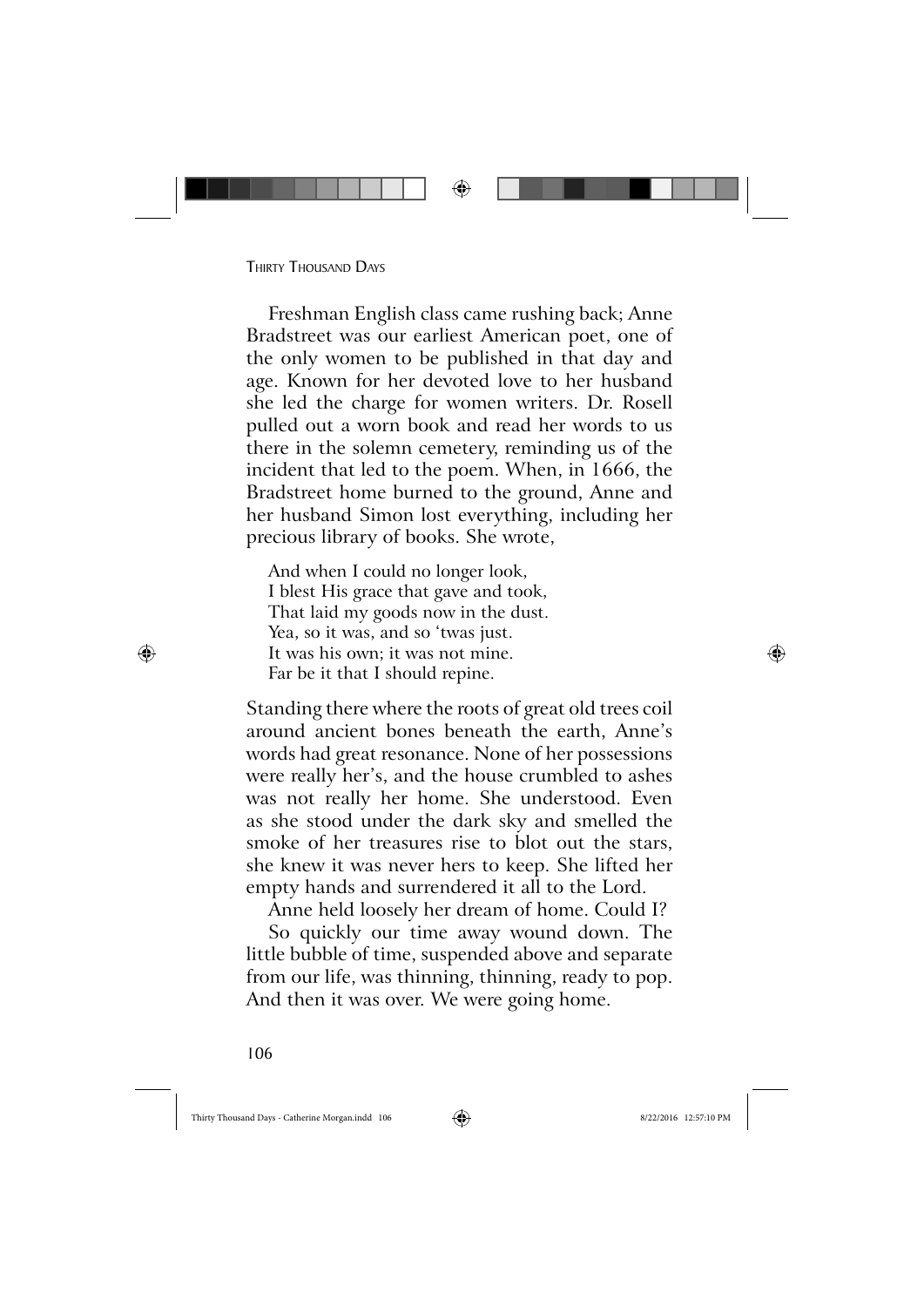Freshman English class came rushing back; Anne Bradstreet was our earliest American poet, one of the only women to be published in that day and age. Known for her devoted love to her husband she led the charge for women writers. Dr. Rosell pulled out a worn book and read her words to us there in the solemn cemetery, reminding us of the incident that led to the poem. When, in 1666, the Bradstreet home burned to the ground, Anne and her husband Simon lost everything, including her precious library of books. She wrote,

> And when I could no longer look,  
> I blest His grace that gave and took,  
> That laid my goods now in the dust.  
> Yea, so it was, and so 'twas just.  
> It was his own; it was not mine.  
> Far be it that I should repine.

Standing there where the roots of great old trees coil around ancient bones beneath the earth, Anne's words had great resonance. None of her possessions were really her's, and the house crumbled to ashes was not really her home. She understood. Even as she stood under the dark sky and smelled the smoke of her treasures rise to blot out the stars, she knew it was never hers to keep. She lifted her empty hands and surrendered it all to the Lord.

Anne held loosely her dream of home. Could I?

So quickly our time away wound down. The little bubble of time, suspended above and separate from our life, was thinning, thinning, ready to pop. And then it was over. We were going home.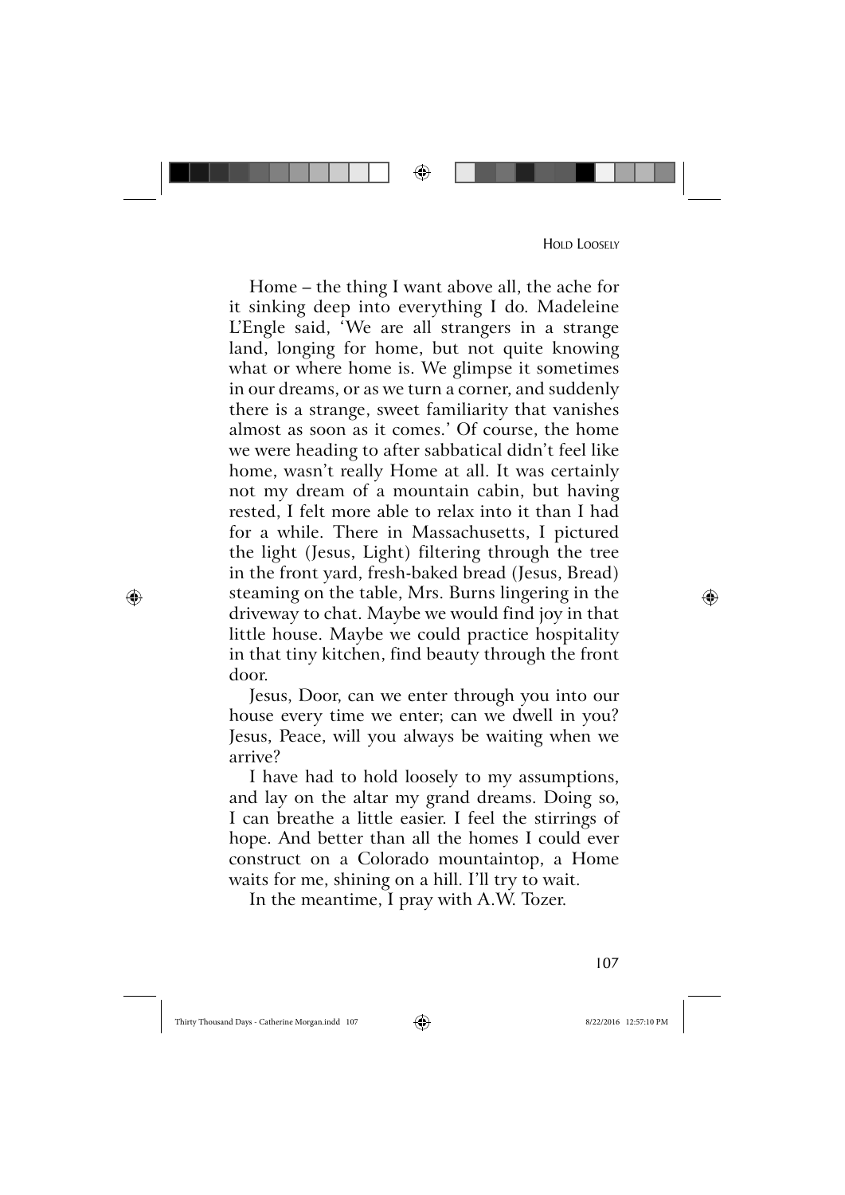Home – the thing I want above all, the ache for it sinking deep into everything I do. Madeleine L'Engle said, 'We are all strangers in a strange land, longing for home, but not quite knowing what or where home is. We glimpse it sometimes in our dreams, or as we turn a corner, and suddenly there is a strange, sweet familiarity that vanishes almost as soon as it comes.' Of course, the home we were heading to after sabbatical didn't feel like home, wasn't really Home at all. It was certainly not my dream of a mountain cabin, but having rested, I felt more able to relax into it than I had for a while. There in Massachusetts, I pictured the light (Jesus, Light) filtering through the tree in the front yard, fresh-baked bread (Jesus, Bread) steaming on the table, Mrs. Burns lingering in the driveway to chat. Maybe we would find joy in that little house. Maybe we could practice hospitality in that tiny kitchen, find beauty through the front door.

Jesus, Door, can we enter through you into our house every time we enter; can we dwell in you? Jesus, Peace, will you always be waiting when we arrive?

I have had to hold loosely to my assumptions, and lay on the altar my grand dreams. Doing so, I can breathe a little easier. I feel the stirrings of hope. And better than all the homes I could ever construct on a Colorado mountaintop, a Home waits for me, shining on a hill. I'll try to wait.

In the meantime, I pray with A.W. Tozer.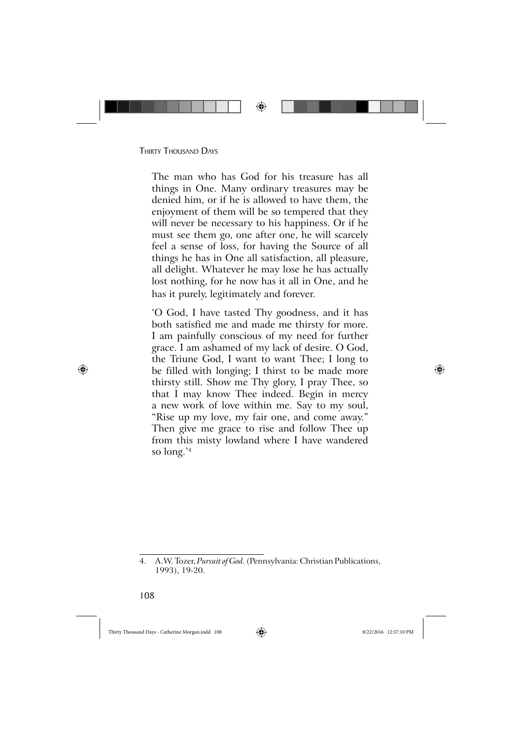The man who has God for his treasure has all things in One. Many ordinary treasures may be denied him, or if he is allowed to have them, the enjoyment of them will be so tempered that they will never be necessary to his happiness. Or if he must see them go, one after one, he will scarcely feel a sense of loss, for having the Source of all things he has in One all satisfaction, all pleasure, all delight. Whatever he may lose he has actually lost nothing, for he now has it all in One, and he has it purely, legitimately and forever.

'O God, I have tasted Thy goodness, and it has both satisfied me and made me thirsty for more. I am painfully conscious of my need for further grace. I am ashamed of my lack of desire. O God, the Triune God, I want to want Thee; I long to be filled with longing; I thirst to be made more thirsty still. Show me Thy glory, I pray Thee, so that I may know Thee indeed. Begin in mercy a new work of love within me. Say to my soul, "Rise up my love, my fair one, and come away." Then give me grace to rise and follow Thee up from this misty lowland where I have wandered so long.'[4]

4. A.W. Tozer, *Pursuit of God*. (Pennsylvania: Christian Publications, 1993), 19-20.